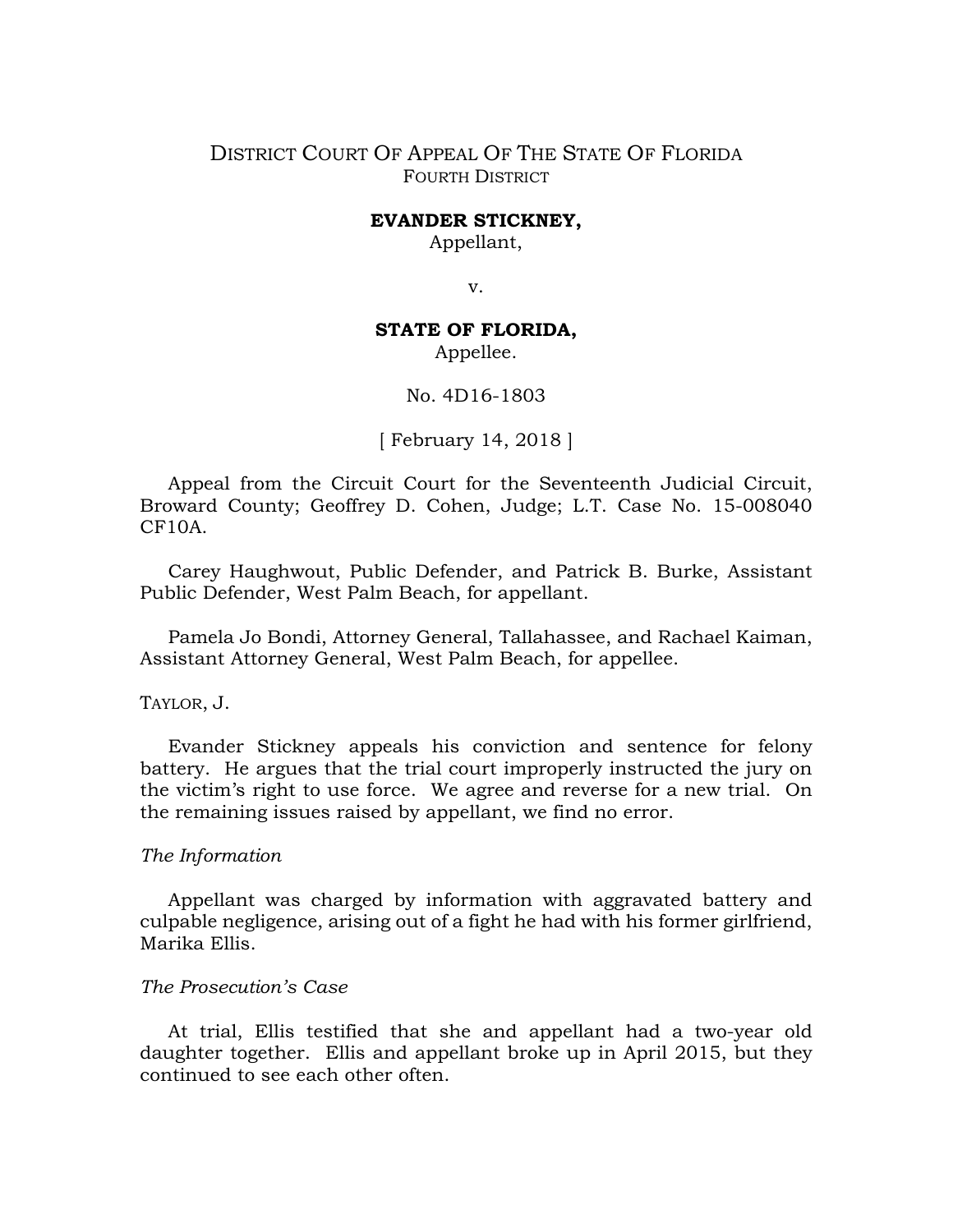DISTRICT COURT OF APPEAL OF THE STATE OF FLORIDA
FOURTH DISTRICT

**EVANDER STICKNEY,**
Appellant,

v.

**STATE OF FLORIDA,**
Appellee.

No. 4D16-1803

[ February 14, 2018 ]

Appeal from the Circuit Court for the Seventeenth Judicial Circuit, Broward County; Geoffrey D. Cohen, Judge; L.T. Case No. 15-008040 CF10A.

Carey Haughwout, Public Defender, and Patrick B. Burke, Assistant Public Defender, West Palm Beach, for appellant.

Pamela Jo Bondi, Attorney General, Tallahassee, and Rachael Kaiman, Assistant Attorney General, West Palm Beach, for appellee.

TAYLOR, J.

Evander Stickney appeals his conviction and sentence for felony battery. He argues that the trial court improperly instructed the jury on the victim's right to use force. We agree and reverse for a new trial. On the remaining issues raised by appellant, we find no error.

*The Information*

Appellant was charged by information with aggravated battery and culpable negligence, arising out of a fight he had with his former girlfriend, Marika Ellis.

*The Prosecution's Case*

At trial, Ellis testified that she and appellant had a two-year old daughter together. Ellis and appellant broke up in April 2015, but they continued to see each other often.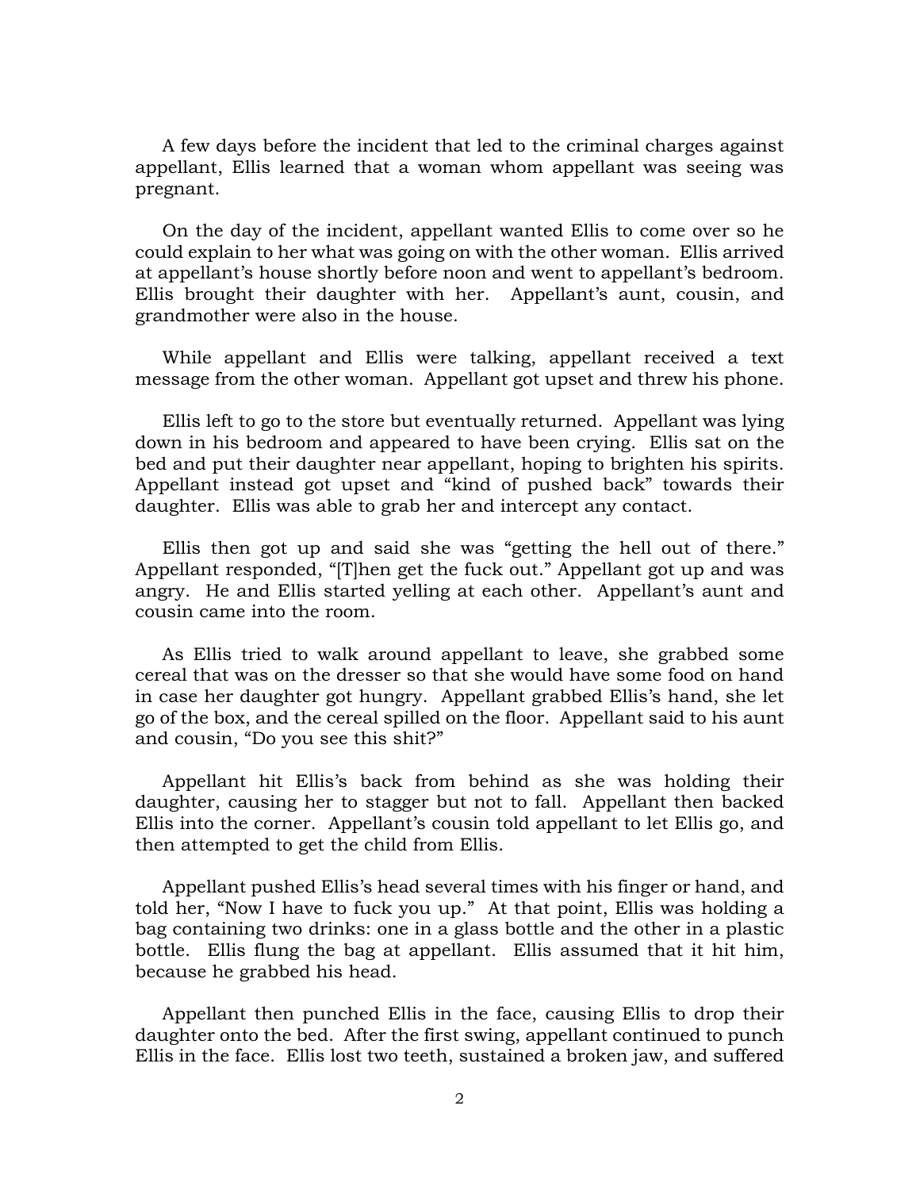A few days before the incident that led to the criminal charges against appellant, Ellis learned that a woman whom appellant was seeing was pregnant.

On the day of the incident, appellant wanted Ellis to come over so he could explain to her what was going on with the other woman. Ellis arrived at appellant's house shortly before noon and went to appellant's bedroom. Ellis brought their daughter with her. Appellant's aunt, cousin, and grandmother were also in the house.

While appellant and Ellis were talking, appellant received a text message from the other woman. Appellant got upset and threw his phone.

Ellis left to go to the store but eventually returned. Appellant was lying down in his bedroom and appeared to have been crying. Ellis sat on the bed and put their daughter near appellant, hoping to brighten his spirits. Appellant instead got upset and "kind of pushed back" towards their daughter. Ellis was able to grab her and intercept any contact.

Ellis then got up and said she was "getting the hell out of there." Appellant responded, "[T]hen get the fuck out." Appellant got up and was angry. He and Ellis started yelling at each other. Appellant's aunt and cousin came into the room.

As Ellis tried to walk around appellant to leave, she grabbed some cereal that was on the dresser so that she would have some food on hand in case her daughter got hungry. Appellant grabbed Ellis's hand, she let go of the box, and the cereal spilled on the floor. Appellant said to his aunt and cousin, "Do you see this shit?"

Appellant hit Ellis's back from behind as she was holding their daughter, causing her to stagger but not to fall. Appellant then backed Ellis into the corner. Appellant's cousin told appellant to let Ellis go, and then attempted to get the child from Ellis.

Appellant pushed Ellis's head several times with his finger or hand, and told her, "Now I have to fuck you up." At that point, Ellis was holding a bag containing two drinks: one in a glass bottle and the other in a plastic bottle. Ellis flung the bag at appellant. Ellis assumed that it hit him, because he grabbed his head.

Appellant then punched Ellis in the face, causing Ellis to drop their daughter onto the bed. After the first swing, appellant continued to punch Ellis in the face. Ellis lost two teeth, sustained a broken jaw, and suffered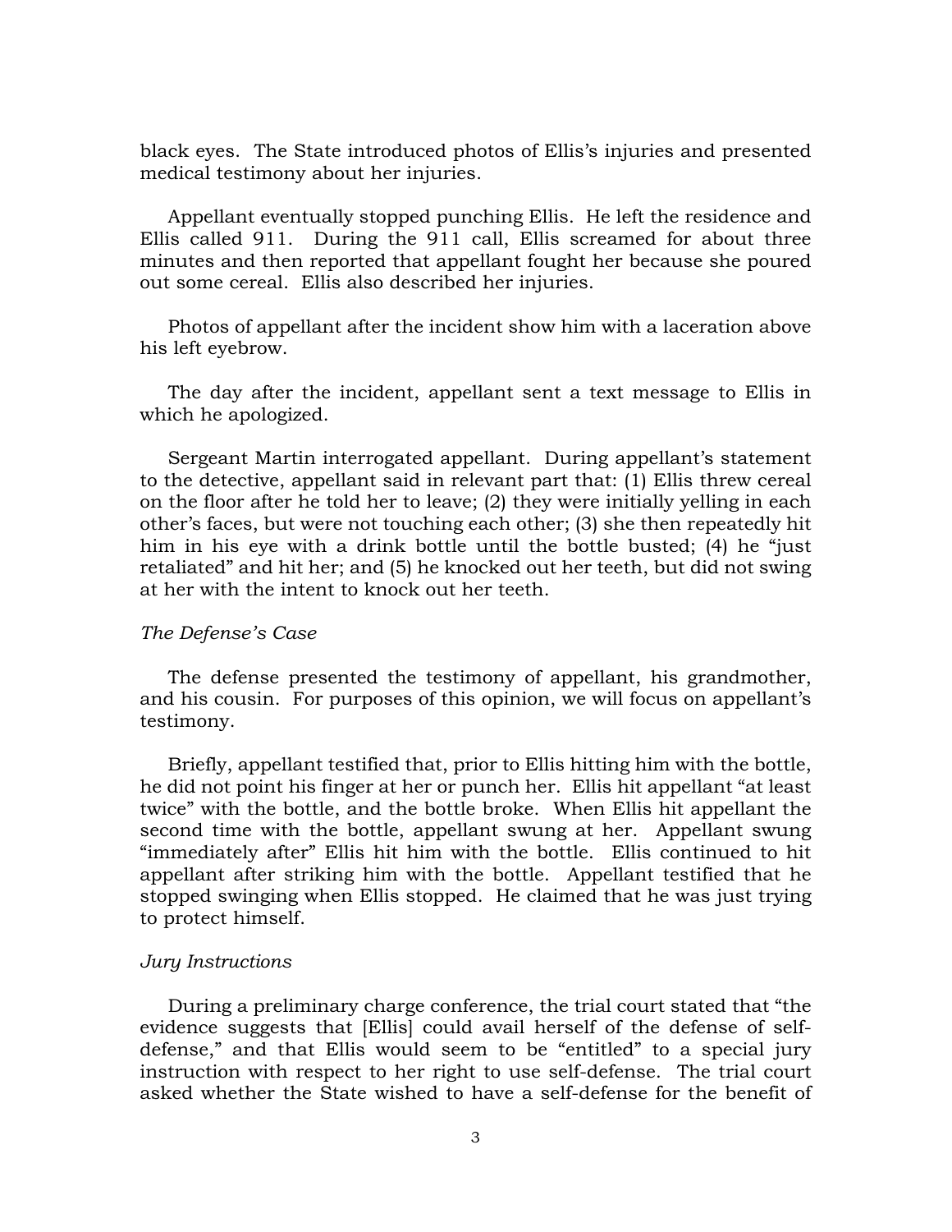black eyes. The State introduced photos of Ellis's injuries and presented medical testimony about her injuries.

Appellant eventually stopped punching Ellis. He left the residence and Ellis called 911. During the 911 call, Ellis screamed for about three minutes and then reported that appellant fought her because she poured out some cereal. Ellis also described her injuries.

Photos of appellant after the incident show him with a laceration above his left eyebrow.

The day after the incident, appellant sent a text message to Ellis in which he apologized.

Sergeant Martin interrogated appellant. During appellant's statement to the detective, appellant said in relevant part that: (1) Ellis threw cereal on the floor after he told her to leave; (2) they were initially yelling in each other's faces, but were not touching each other; (3) she then repeatedly hit him in his eye with a drink bottle until the bottle busted; (4) he "just retaliated" and hit her; and (5) he knocked out her teeth, but did not swing at her with the intent to knock out her teeth.

*The Defense's Case*

The defense presented the testimony of appellant, his grandmother, and his cousin. For purposes of this opinion, we will focus on appellant's testimony.

Briefly, appellant testified that, prior to Ellis hitting him with the bottle, he did not point his finger at her or punch her. Ellis hit appellant "at least twice" with the bottle, and the bottle broke. When Ellis hit appellant the second time with the bottle, appellant swung at her. Appellant swung "immediately after" Ellis hit him with the bottle. Ellis continued to hit appellant after striking him with the bottle. Appellant testified that he stopped swinging when Ellis stopped. He claimed that he was just trying to protect himself.

*Jury Instructions*

During a preliminary charge conference, the trial court stated that "the evidence suggests that [Ellis] could avail herself of the defense of self-defense," and that Ellis would seem to be "entitled" to a special jury instruction with respect to her right to use self-defense. The trial court asked whether the State wished to have a self-defense for the benefit of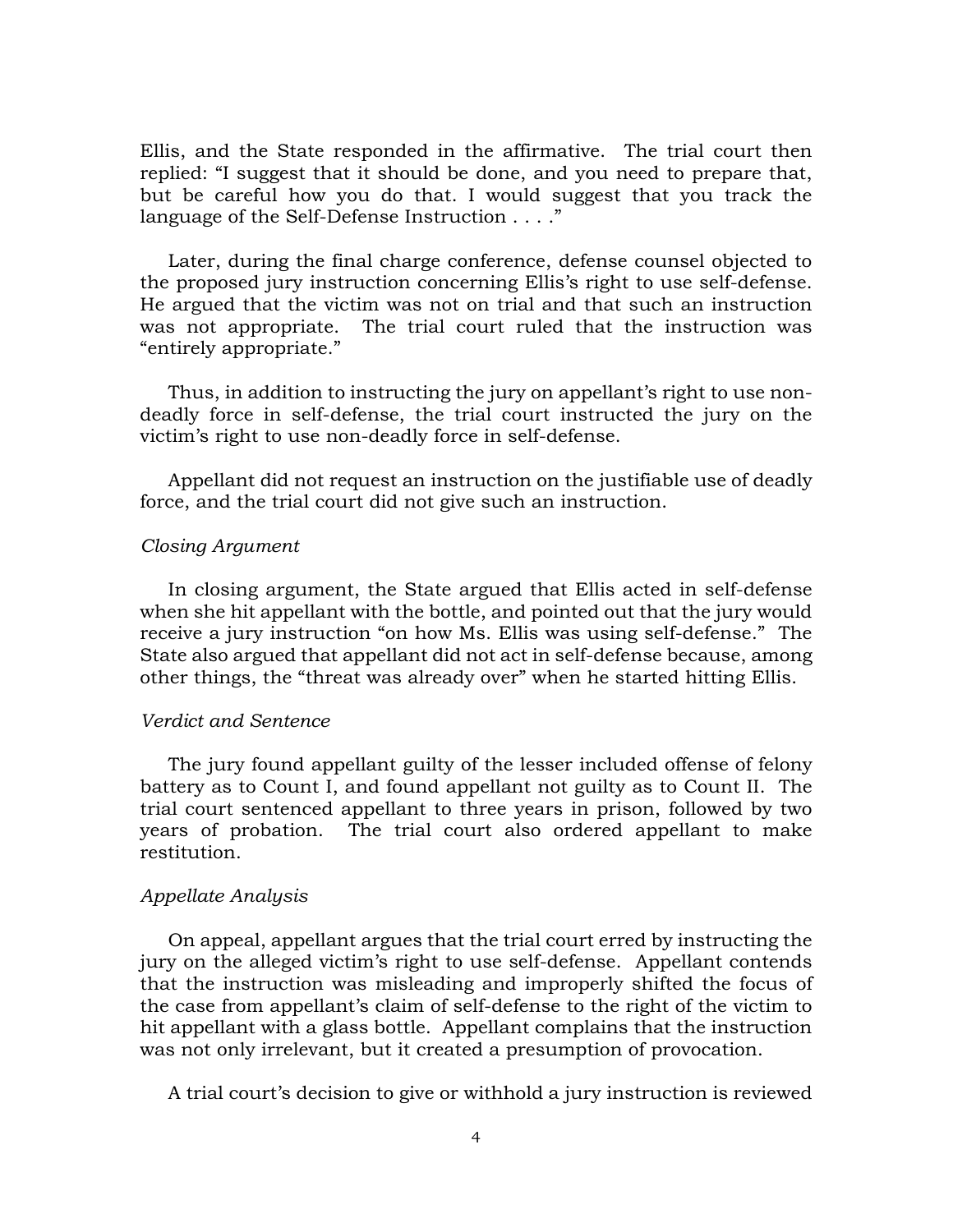Ellis, and the State responded in the affirmative. The trial court then replied: "I suggest that it should be done, and you need to prepare that, but be careful how you do that. I would suggest that you track the language of the Self-Defense Instruction . . . ."

Later, during the final charge conference, defense counsel objected to the proposed jury instruction concerning Ellis's right to use self-defense. He argued that the victim was not on trial and that such an instruction was not appropriate. The trial court ruled that the instruction was "entirely appropriate."

Thus, in addition to instructing the jury on appellant's right to use non-deadly force in self-defense, the trial court instructed the jury on the victim's right to use non-deadly force in self-defense.

Appellant did not request an instruction on the justifiable use of deadly force, and the trial court did not give such an instruction.

*Closing Argument*

In closing argument, the State argued that Ellis acted in self-defense when she hit appellant with the bottle, and pointed out that the jury would receive a jury instruction "on how Ms. Ellis was using self-defense." The State also argued that appellant did not act in self-defense because, among other things, the "threat was already over" when he started hitting Ellis.

*Verdict and Sentence*

The jury found appellant guilty of the lesser included offense of felony battery as to Count I, and found appellant not guilty as to Count II. The trial court sentenced appellant to three years in prison, followed by two years of probation. The trial court also ordered appellant to make restitution.

*Appellate Analysis*

On appeal, appellant argues that the trial court erred by instructing the jury on the alleged victim's right to use self-defense. Appellant contends that the instruction was misleading and improperly shifted the focus of the case from appellant's claim of self-defense to the right of the victim to hit appellant with a glass bottle. Appellant complains that the instruction was not only irrelevant, but it created a presumption of provocation.

A trial court's decision to give or withhold a jury instruction is reviewed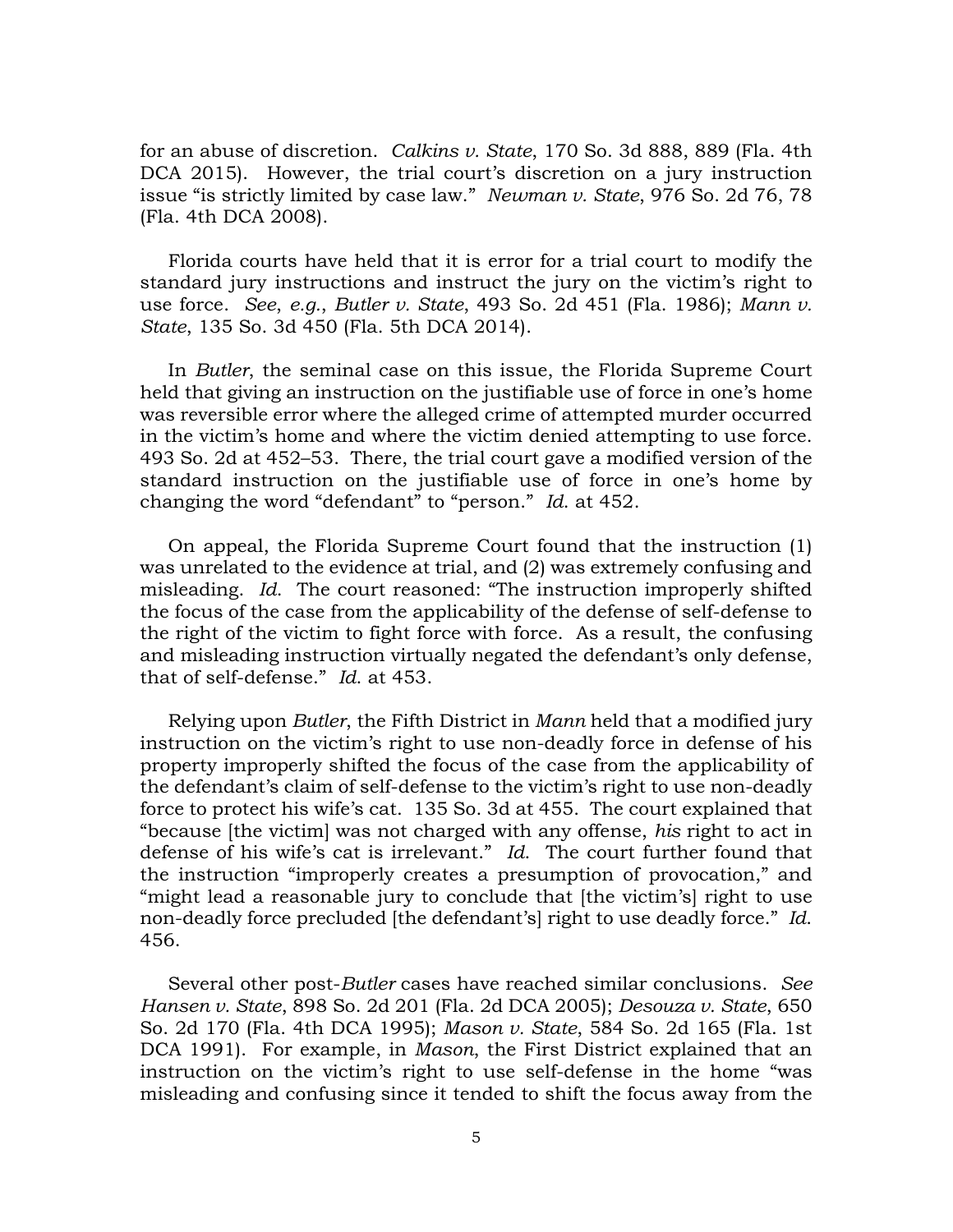for an abuse of discretion. *Calkins v. State*, 170 So. 3d 888, 889 (Fla. 4th DCA 2015). However, the trial court's discretion on a jury instruction issue "is strictly limited by case law." *Newman v. State*, 976 So. 2d 76, 78 (Fla. 4th DCA 2008).

Florida courts have held that it is error for a trial court to modify the standard jury instructions and instruct the jury on the victim's right to use force. *See*, *e.g.*, *Butler v. State*, 493 So. 2d 451 (Fla. 1986); *Mann v. State*, 135 So. 3d 450 (Fla. 5th DCA 2014).

In *Butler*, the seminal case on this issue, the Florida Supreme Court held that giving an instruction on the justifiable use of force in one's home was reversible error where the alleged crime of attempted murder occurred in the victim's home and where the victim denied attempting to use force. 493 So. 2d at 452–53. There, the trial court gave a modified version of the standard instruction on the justifiable use of force in one's home by changing the word "defendant" to "person." *Id*. at 452.

On appeal, the Florida Supreme Court found that the instruction (1) was unrelated to the evidence at trial, and (2) was extremely confusing and misleading. *Id*. The court reasoned: "The instruction improperly shifted the focus of the case from the applicability of the defense of self-defense to the right of the victim to fight force with force. As a result, the confusing and misleading instruction virtually negated the defendant's only defense, that of self-defense." *Id*. at 453.

Relying upon *Butler*, the Fifth District in *Mann* held that a modified jury instruction on the victim's right to use non-deadly force in defense of his property improperly shifted the focus of the case from the applicability of the defendant's claim of self-defense to the victim's right to use non-deadly force to protect his wife's cat. 135 So. 3d at 455. The court explained that "because [the victim] was not charged with any offense, *his* right to act in defense of his wife's cat is irrelevant." *Id*. The court further found that the instruction "improperly creates a presumption of provocation," and "might lead a reasonable jury to conclude that [the victim's] right to use non-deadly force precluded [the defendant's] right to use deadly force." *Id*. 456.

Several other post-*Butler* cases have reached similar conclusions. *See Hansen v. State*, 898 So. 2d 201 (Fla. 2d DCA 2005); *Desouza v. State*, 650 So. 2d 170 (Fla. 4th DCA 1995); *Mason v. State*, 584 So. 2d 165 (Fla. 1st DCA 1991). For example, in *Mason*, the First District explained that an instruction on the victim's right to use self-defense in the home "was misleading and confusing since it tended to shift the focus away from the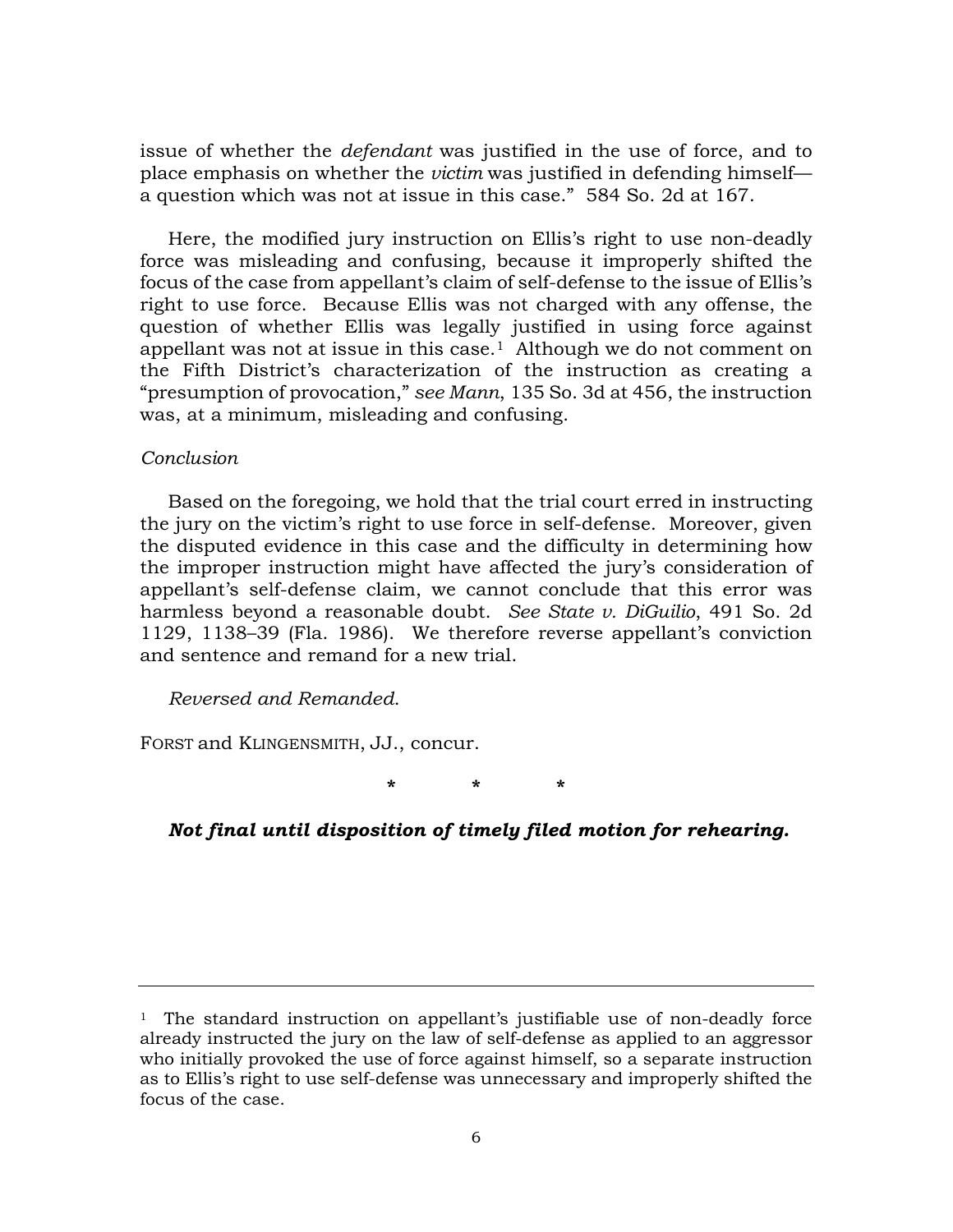issue of whether the *defendant* was justified in the use of force, and to place emphasis on whether the *victim* was justified in defending himself—a question which was not at issue in this case." 584 So. 2d at 167.

Here, the modified jury instruction on Ellis's right to use non-deadly force was misleading and confusing, because it improperly shifted the focus of the case from appellant's claim of self-defense to the issue of Ellis's right to use force. Because Ellis was not charged with any offense, the question of whether Ellis was legally justified in using force against appellant was not at issue in this case.[1] Although we do not comment on the Fifth District's characterization of the instruction as creating a "presumption of provocation," *see Mann*, 135 So. 3d at 456, the instruction was, at a minimum, misleading and confusing.

*Conclusion*

Based on the foregoing, we hold that the trial court erred in instructing the jury on the victim's right to use force in self-defense. Moreover, given the disputed evidence in this case and the difficulty in determining how the improper instruction might have affected the jury's consideration of appellant's self-defense claim, we cannot conclude that this error was harmless beyond a reasonable doubt. *See State v. DiGuilio*, 491 So. 2d 1129, 1138–39 (Fla. 1986). We therefore reverse appellant's conviction and sentence and remand for a new trial.

*Reversed and Remanded.*

FORST and KLINGENSMITH, JJ., concur.

\* \* \*

***Not final until disposition of timely filed motion for rehearing.***

---

[1] The standard instruction on appellant's justifiable use of non-deadly force already instructed the jury on the law of self-defense as applied to an aggressor who initially provoked the use of force against himself, so a separate instruction as to Ellis's right to use self-defense was unnecessary and improperly shifted the focus of the case.